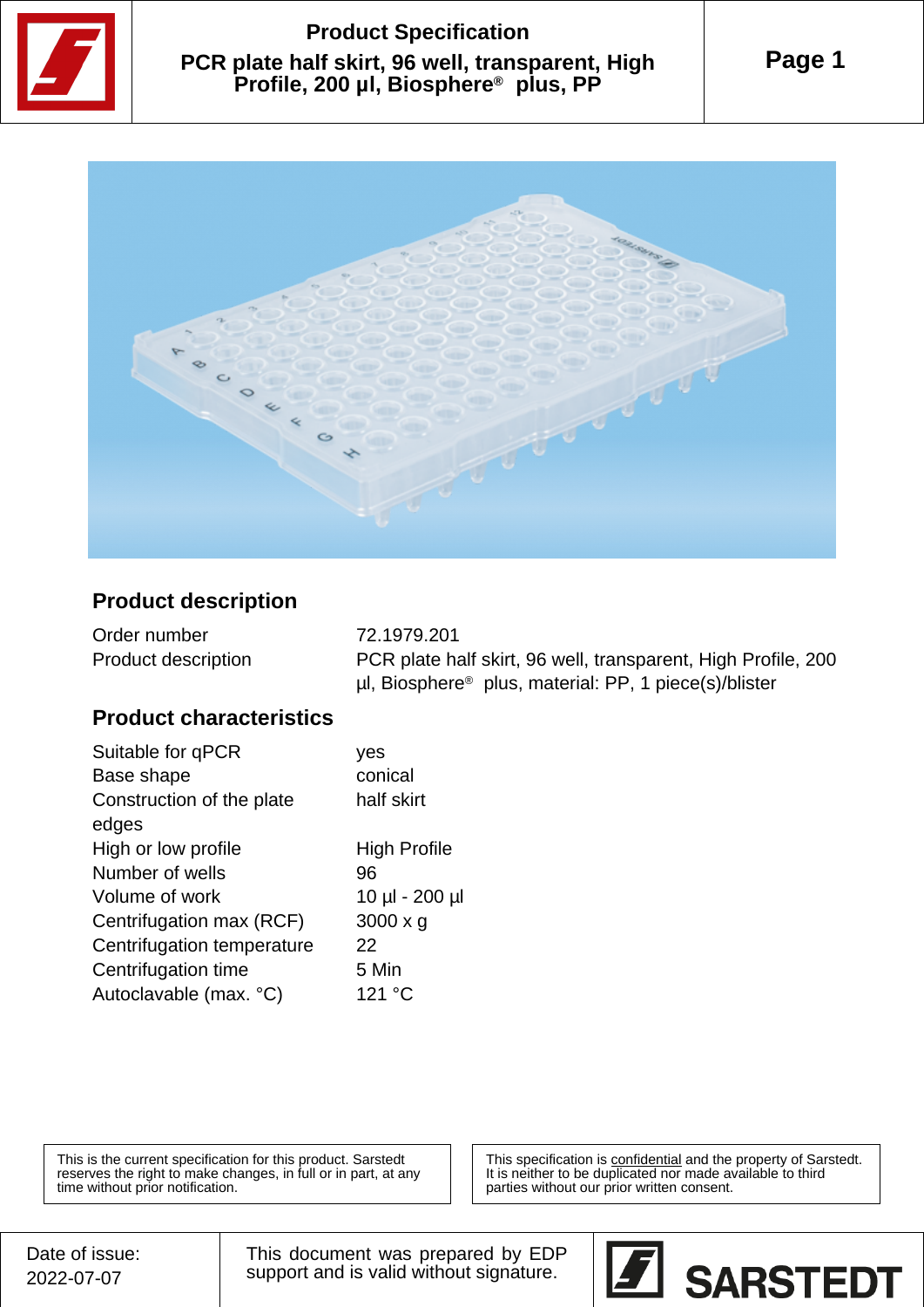# Product Specification

## PCR plate half skirt, 96 well, transparent, High Profile, 200 µl, Biosphere® plus, PP

### Product description

| | |
|---|---|
| Order number | 72.1979.201 |
| Product description | PCR plate half skirt, 96 well, transparent, High Profile, 200 µl, Biosphere® plus, material: PP, 1 piece(s)/blister |

### Product characteristics

| | |
|---|---|
| Suitable for qPCR | yes |
| Base shape | conical |
| Construction of the plate edges | half skirt |
| High or low profile | High Profile |
| Number of wells | 96 |
| Volume of work | 10 µl - 200 µl |
| Centrifugation max (RCF) | 3000 x g |
| Centrifugation temperature | 22 |
| Centrifugation time | 5 Min |
| Autoclavable (max. °C) | 121 °C |

This is the current specification for this product. Sarstedt reserves the right to make changes, in full or in part, at any time without prior notification.

This specification is confidential and the property of Sarstedt. It is neither to be duplicated nor made available to third parties without our prior written consent.

Date of issue: 2022-07-07

This document was prepared by EDP support and is valid without signature.

SARSTEDT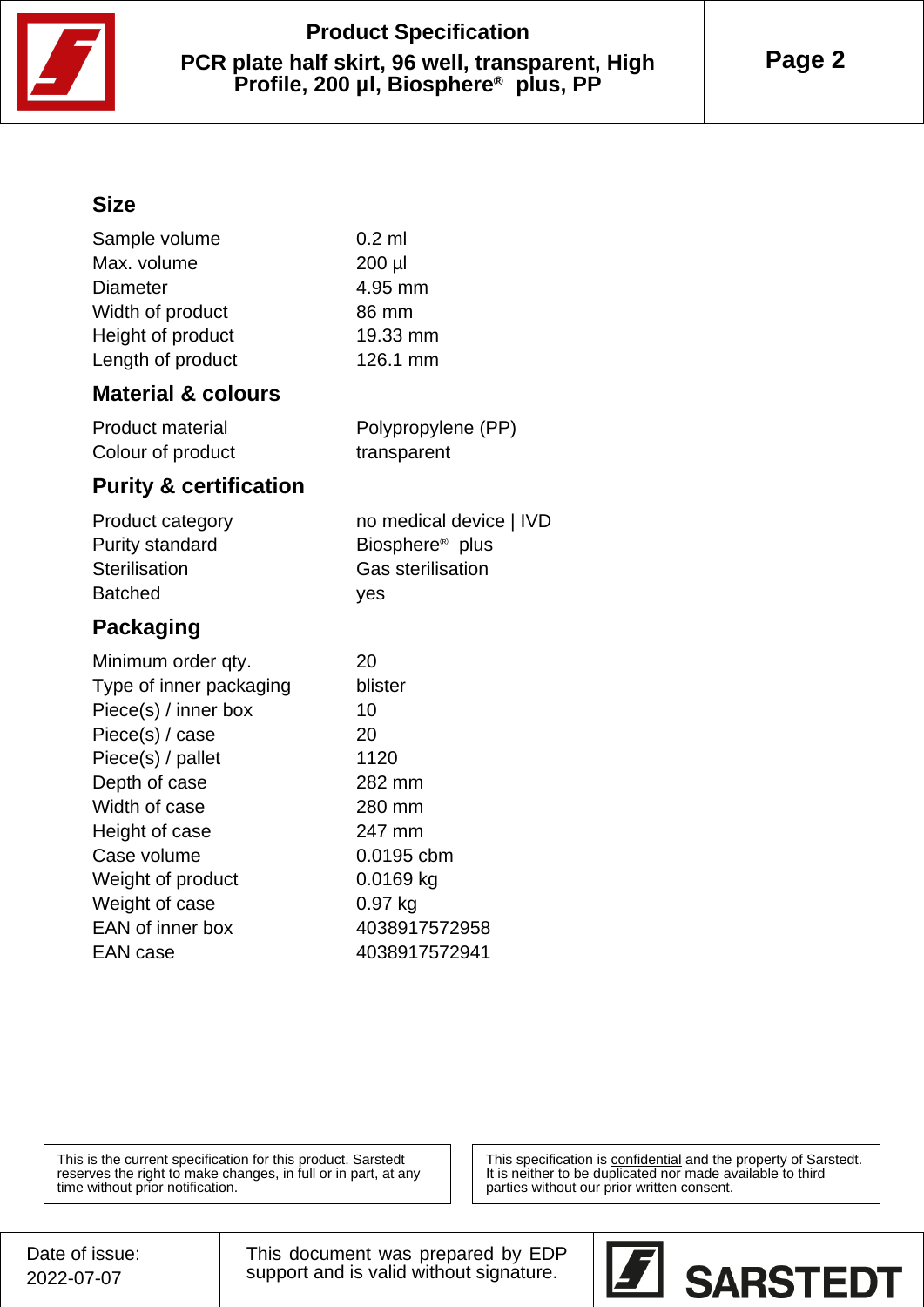## Size

| | |
|---|---|
| Sample volume | 0.2 ml |
| Max. volume | 200 µl |
| Diameter | 4.95 mm |
| Width of product | 86 mm |
| Height of product | 19.33 mm |
| Length of product | 126.1 mm |

## Material & colours

| | |
|---|---|
| Product material | Polypropylene (PP) |
| Colour of product | transparent |

## Purity & certification

| | |
|---|---|
| Product category | no medical device \| IVD |
| Purity standard | Biosphere® plus |
| Sterilisation | Gas sterilisation |
| Batched | yes |

## Packaging

| | |
|---|---|
| Minimum order qty. | 20 |
| Type of inner packaging | blister |
| Piece(s) / inner box | 10 |
| Piece(s) / case | 20 |
| Piece(s) / pallet | 1120 |
| Depth of case | 282 mm |
| Width of case | 280 mm |
| Height of case | 247 mm |
| Case volume | 0.0195 cbm |
| Weight of product | 0.0169 kg |
| Weight of case | 0.97 kg |
| EAN of inner box | 4038917572958 |
| EAN case | 4038917572941 |

This is the current specification for this product. Sarstedt reserves the right to make changes, in full or in part, at any time without prior notification.

This specification is confidential and the property of Sarstedt. It is neither to be duplicated nor made available to third parties without our prior written consent.

Date of issue: 2022-07-07

This document was prepared by EDP support and is valid without signature.